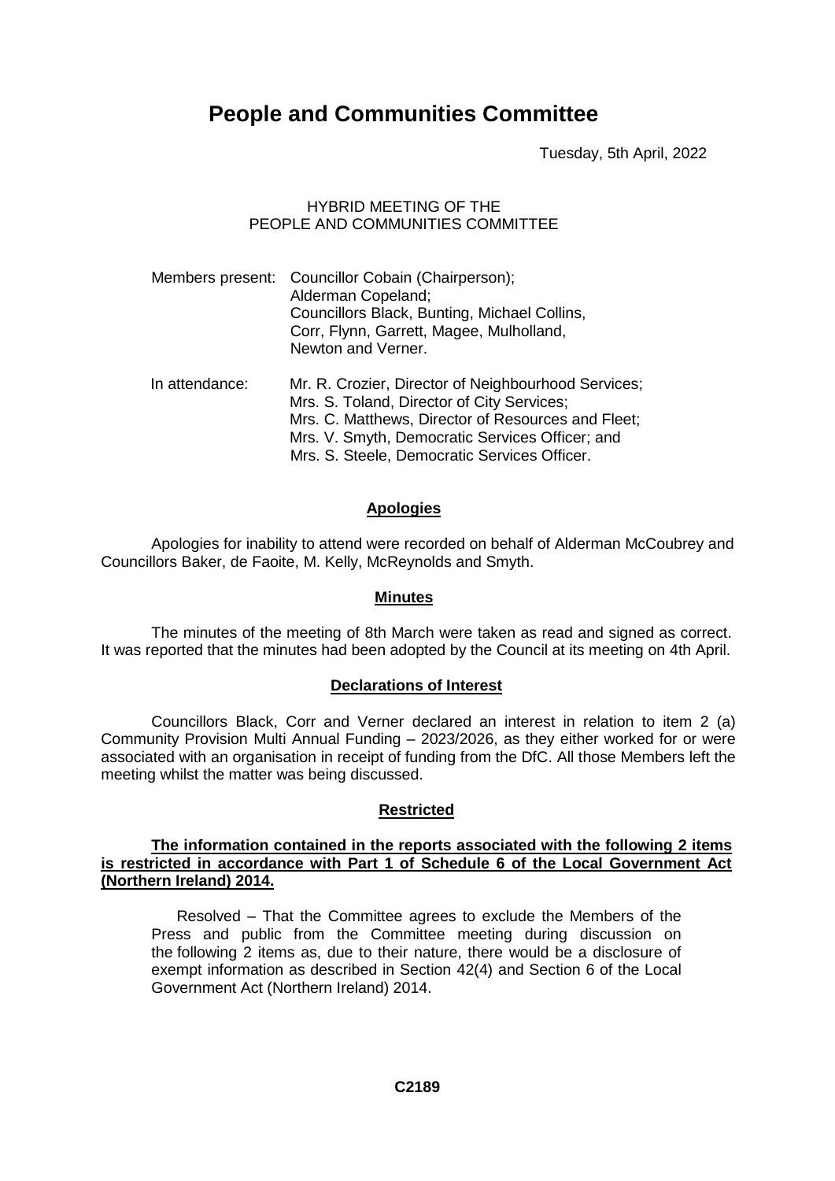# People and Communities Committee

Tuesday, 5th April, 2022

HYBRID MEETING OF THE
PEOPLE AND COMMUNITIES COMMITTEE

Members present: Councillor Cobain (Chairperson);
Alderman Copeland;
Councillors Black, Bunting, Michael Collins, Corr, Flynn, Garrett, Magee, Mulholland, Newton and Verner.

In attendance: Mr. R. Crozier, Director of Neighbourhood Services;
Mrs. S. Toland, Director of City Services;
Mrs. C. Matthews, Director of Resources and Fleet;
Mrs. V. Smyth, Democratic Services Officer; and
Mrs. S. Steele, Democratic Services Officer.

## Apologies

Apologies for inability to attend were recorded on behalf of Alderman McCoubrey and Councillors Baker, de Faoite, M. Kelly, McReynolds and Smyth.

## Minutes

The minutes of the meeting of 8th March were taken as read and signed as correct. It was reported that the minutes had been adopted by the Council at its meeting on 4th April.

## Declarations of Interest

Councillors Black, Corr and Verner declared an interest in relation to item 2 (a) Community Provision Multi Annual Funding – 2023/2026, as they either worked for or were associated with an organisation in receipt of funding from the DfC. All those Members left the meeting whilst the matter was being discussed.

## Restricted

**The information contained in the reports associated with the following 2 items is restricted in accordance with Part 1 of Schedule 6 of the Local Government Act (Northern Ireland) 2014.**

Resolved – That the Committee agrees to exclude the Members of the Press and public from the Committee meeting during discussion on the following 2 items as, due to their nature, there would be a disclosure of exempt information as described in Section 42(4) and Section 6 of the Local Government Act (Northern Ireland) 2014.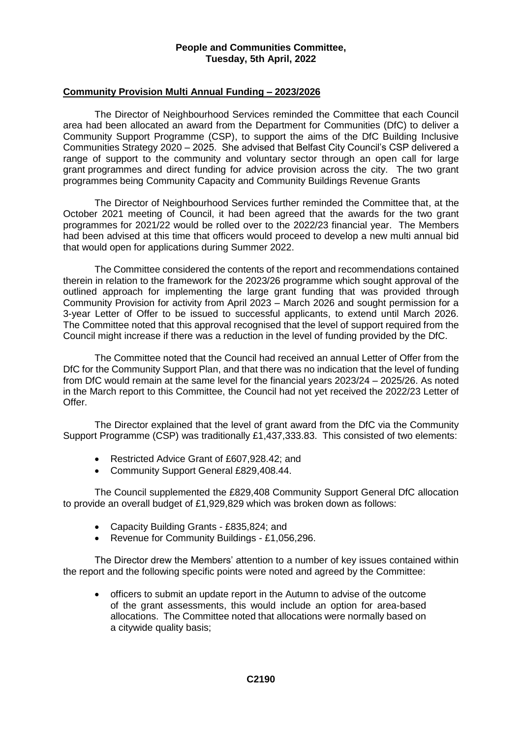**People and Communities Committee,**
**Tuesday, 5th April, 2022**

## Community Provision Multi Annual Funding – 2023/2026

The Director of Neighbourhood Services reminded the Committee that each Council area had been allocated an award from the Department for Communities (DfC) to deliver a Community Support Programme (CSP), to support the aims of the DfC Building Inclusive Communities Strategy 2020 – 2025. She advised that Belfast City Council's CSP delivered a range of support to the community and voluntary sector through an open call for large grant programmes and direct funding for advice provision across the city. The two grant programmes being Community Capacity and Community Buildings Revenue Grants

The Director of Neighbourhood Services further reminded the Committee that, at the October 2021 meeting of Council, it had been agreed that the awards for the two grant programmes for 2021/22 would be rolled over to the 2022/23 financial year. The Members had been advised at this time that officers would proceed to develop a new multi annual bid that would open for applications during Summer 2022.

The Committee considered the contents of the report and recommendations contained therein in relation to the framework for the 2023/26 programme which sought approval of the outlined approach for implementing the large grant funding that was provided through Community Provision for activity from April 2023 – March 2026 and sought permission for a 3-year Letter of Offer to be issued to successful applicants, to extend until March 2026. The Committee noted that this approval recognised that the level of support required from the Council might increase if there was a reduction in the level of funding provided by the DfC.

The Committee noted that the Council had received an annual Letter of Offer from the DfC for the Community Support Plan, and that there was no indication that the level of funding from DfC would remain at the same level for the financial years 2023/24 – 2025/26. As noted in the March report to this Committee, the Council had not yet received the 2022/23 Letter of Offer.

The Director explained that the level of grant award from the DfC via the Community Support Programme (CSP) was traditionally £1,437,333.83. This consisted of two elements:

- Restricted Advice Grant of £607,928.42; and
- Community Support General £829,408.44.

The Council supplemented the £829,408 Community Support General DfC allocation to provide an overall budget of £1,929,829 which was broken down as follows:

- Capacity Building Grants - £835,824; and
- Revenue for Community Buildings - £1,056,296.

The Director drew the Members' attention to a number of key issues contained within the report and the following specific points were noted and agreed by the Committee:

- officers to submit an update report in the Autumn to advise of the outcome of the grant assessments, this would include an option for area-based allocations. The Committee noted that allocations were normally based on a citywide quality basis;

**C2190**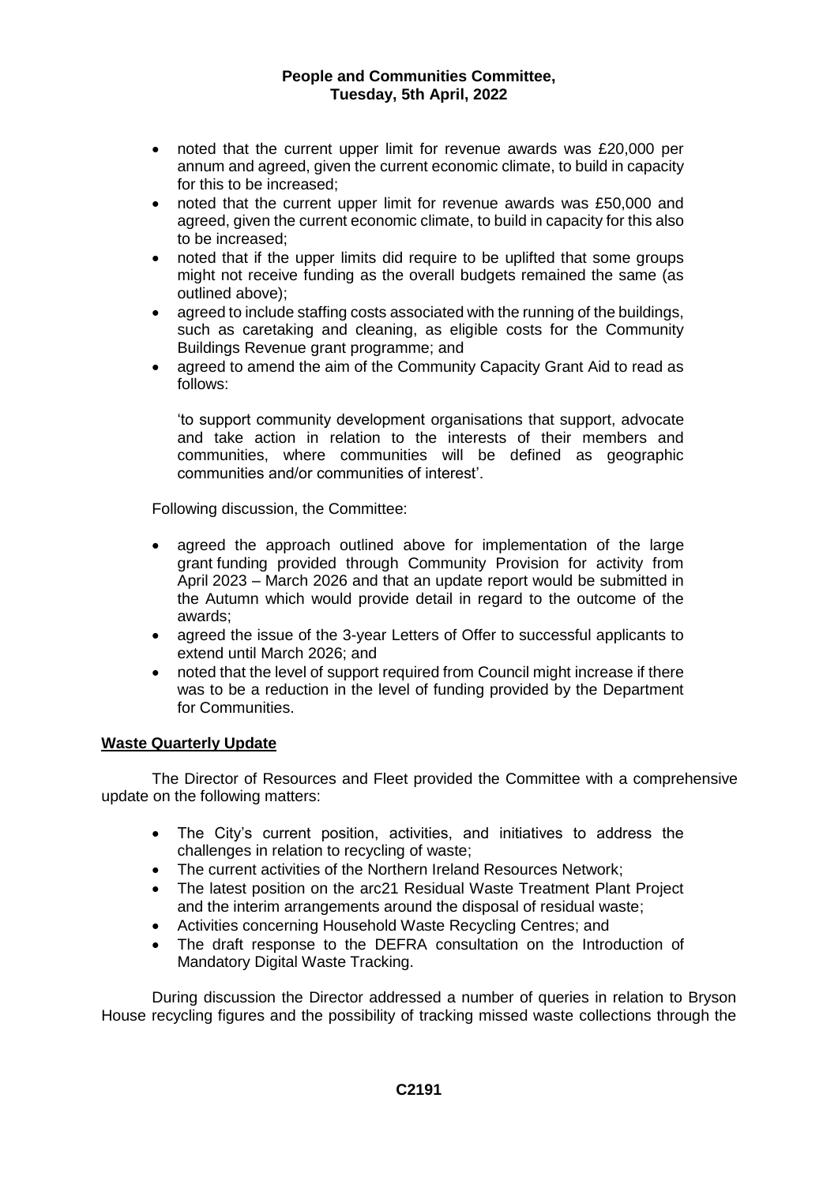- noted that the current upper limit for revenue awards was £20,000 per annum and agreed, given the current economic climate, to build in capacity for this to be increased;
- noted that the current upper limit for revenue awards was £50,000 and agreed, given the current economic climate, to build in capacity for this also to be increased;
- noted that if the upper limits did require to be uplifted that some groups might not receive funding as the overall budgets remained the same (as outlined above);
- agreed to include staffing costs associated with the running of the buildings, such as caretaking and cleaning, as eligible costs for the Community Buildings Revenue grant programme; and
- agreed to amend the aim of the Community Capacity Grant Aid to read as follows:

  'to support community development organisations that support, advocate and take action in relation to the interests of their members and communities, where communities will be defined as geographic communities and/or communities of interest'.

Following discussion, the Committee:

- agreed the approach outlined above for implementation of the large grant funding provided through Community Provision for activity from April 2023 – March 2026 and that an update report would be submitted in the Autumn which would provide detail in regard to the outcome of the awards;
- agreed the issue of the 3-year Letters of Offer to successful applicants to extend until March 2026; and
- noted that the level of support required from Council might increase if there was to be a reduction in the level of funding provided by the Department for Communities.

**Waste Quarterly Update**

The Director of Resources and Fleet provided the Committee with a comprehensive update on the following matters:

- The City's current position, activities, and initiatives to address the challenges in relation to recycling of waste;
- The current activities of the Northern Ireland Resources Network;
- The latest position on the arc21 Residual Waste Treatment Plant Project and the interim arrangements around the disposal of residual waste;
- Activities concerning Household Waste Recycling Centres; and
- The draft response to the DEFRA consultation on the Introduction of Mandatory Digital Waste Tracking.

During discussion the Director addressed a number of queries in relation to Bryson House recycling figures and the possibility of tracking missed waste collections through the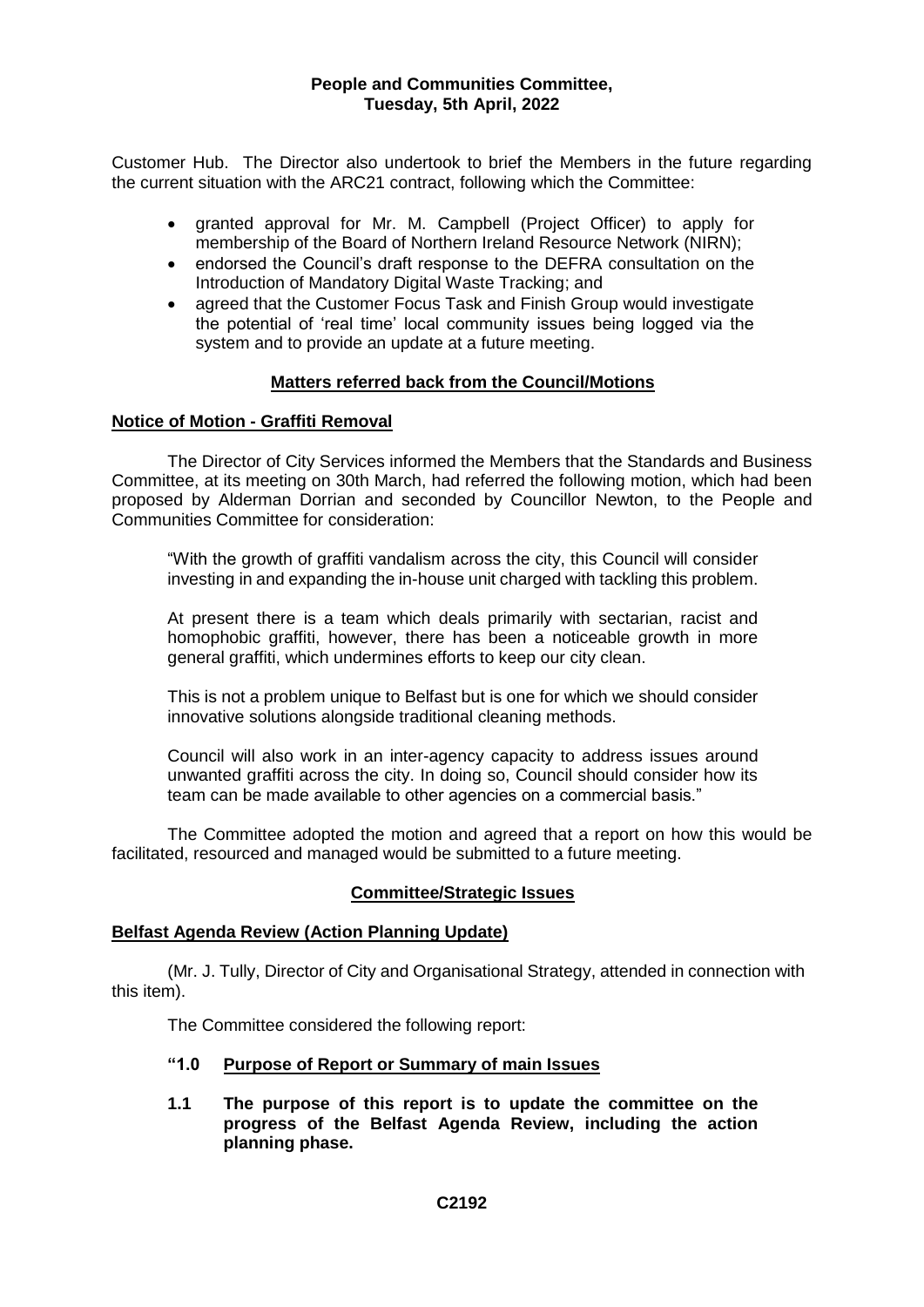Customer Hub. The Director also undertook to brief the Members in the future regarding the current situation with the ARC21 contract, following which the Committee:

- granted approval for Mr. M. Campbell (Project Officer) to apply for membership of the Board of Northern Ireland Resource Network (NIRN);
- endorsed the Council's draft response to the DEFRA consultation on the Introduction of Mandatory Digital Waste Tracking; and
- agreed that the Customer Focus Task and Finish Group would investigate the potential of 'real time' local community issues being logged via the system and to provide an update at a future meeting.

## Matters referred back from the Council/Motions

### Notice of Motion - Graffiti Removal

The Director of City Services informed the Members that the Standards and Business Committee, at its meeting on 30th March, had referred the following motion, which had been proposed by Alderman Dorrian and seconded by Councillor Newton, to the People and Communities Committee for consideration:

> "With the growth of graffiti vandalism across the city, this Council will consider investing in and expanding the in-house unit charged with tackling this problem.
>
> At present there is a team which deals primarily with sectarian, racist and homophobic graffiti, however, there has been a noticeable growth in more general graffiti, which undermines efforts to keep our city clean.
>
> This is not a problem unique to Belfast but is one for which we should consider innovative solutions alongside traditional cleaning methods.
>
> Council will also work in an inter-agency capacity to address issues around unwanted graffiti across the city. In doing so, Council should consider how its team can be made available to other agencies on a commercial basis."

The Committee adopted the motion and agreed that a report on how this would be facilitated, resourced and managed would be submitted to a future meeting.

## Committee/Strategic Issues

### Belfast Agenda Review (Action Planning Update)

(Mr. J. Tully, Director of City and Organisational Strategy, attended in connection with this item).

The Committee considered the following report:

**"1.0 Purpose of Report or Summary of main Issues**

**1.1 The purpose of this report is to update the committee on the progress of the Belfast Agenda Review, including the action planning phase.**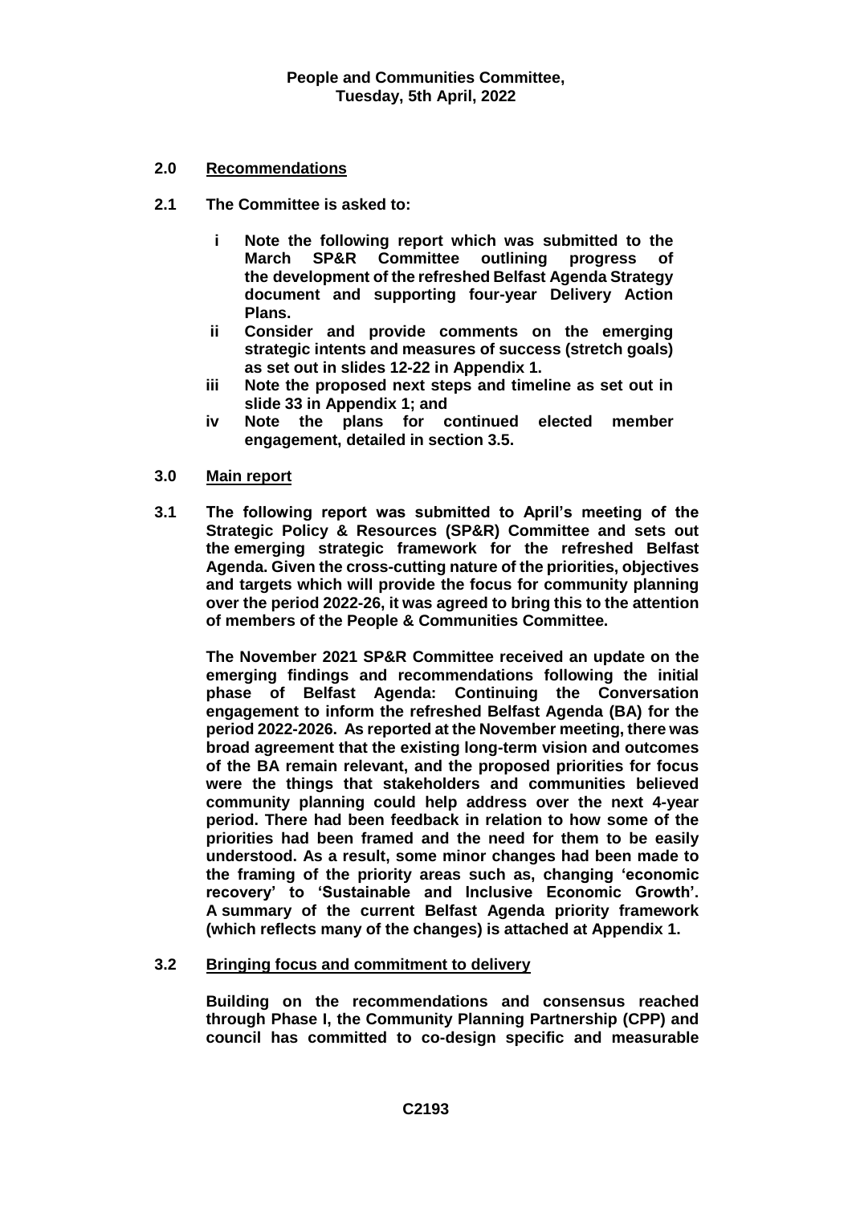**2.0 Recommendations**

**2.1 The Committee is asked to:**

- **i Note the following report which was submitted to the March SP&R Committee outlining progress of the development of the refreshed Belfast Agenda Strategy document and supporting four-year Delivery Action Plans.**
- **ii Consider and provide comments on the emerging strategic intents and measures of success (stretch goals) as set out in slides 12-22 in Appendix 1.**
- **iii Note the proposed next steps and timeline as set out in slide 33 in Appendix 1; and**
- **iv Note the plans for continued elected member engagement, detailed in section 3.5.**

**3.0 Main report**

**3.1 The following report was submitted to April's meeting of the Strategic Policy & Resources (SP&R) Committee and sets out the emerging strategic framework for the refreshed Belfast Agenda. Given the cross-cutting nature of the priorities, objectives and targets which will provide the focus for community planning over the period 2022-26, it was agreed to bring this to the attention of members of the People & Communities Committee.**

**The November 2021 SP&R Committee received an update on the emerging findings and recommendations following the initial phase of Belfast Agenda: Continuing the Conversation engagement to inform the refreshed Belfast Agenda (BA) for the period 2022-2026. As reported at the November meeting, there was broad agreement that the existing long-term vision and outcomes of the BA remain relevant, and the proposed priorities for focus were the things that stakeholders and communities believed community planning could help address over the next 4-year period. There had been feedback in relation to how some of the priorities had been framed and the need for them to be easily understood. As a result, some minor changes had been made to the framing of the priority areas such as, changing 'economic recovery' to 'Sustainable and Inclusive Economic Growth'. A summary of the current Belfast Agenda priority framework (which reflects many of the changes) is attached at Appendix 1.**

**3.2 Bringing focus and commitment to delivery**

**Building on the recommendations and consensus reached through Phase I, the Community Planning Partnership (CPP) and council has committed to co-design specific and measurable**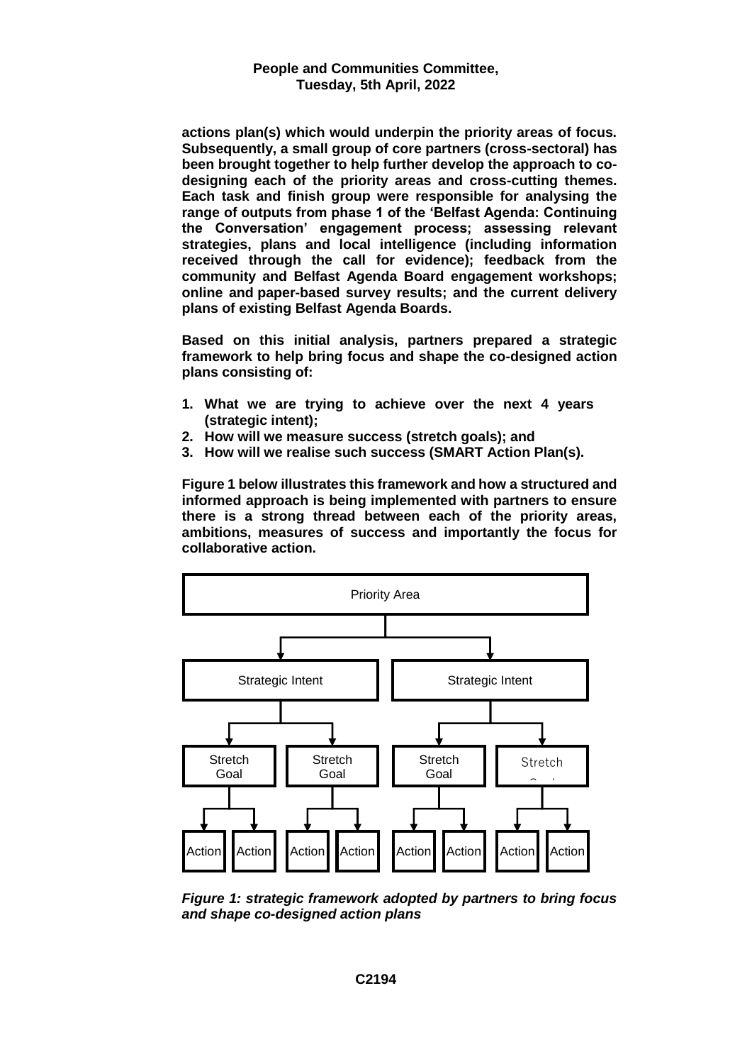actions plan(s) which would underpin the priority areas of focus. Subsequently, a small group of core partners (cross-sectoral) has been brought together to help further develop the approach to co-designing each of the priority areas and cross-cutting themes. Each task and finish group were responsible for analysing the range of outputs from phase 1 of the 'Belfast Agenda: Continuing the Conversation' engagement process; assessing relevant strategies, plans and local intelligence (including information received through the call for evidence); feedback from the community and Belfast Agenda Board engagement workshops; online and paper-based survey results; and the current delivery plans of existing Belfast Agenda Boards.

Based on this initial analysis, partners prepared a strategic framework to help bring focus and shape the co-designed action plans consisting of:

1. What we are trying to achieve over the next 4 years (strategic intent);
2. How will we measure success (stretch goals); and
3. How will we realise such success (SMART Action Plan(s).

Figure 1 below illustrates this framework and how a structured and informed approach is being implemented with partners to ensure there is a strong thread between each of the priority areas, ambitions, measures of success and importantly the focus for collaborative action.

- Priority Area
  - Strategic Intent
    - Stretch Goal
      - Action
      - Action
    - Stretch Goal
      - Action
      - Action
  - Strategic Intent
    - Stretch Goal
      - Action
      - Action
    - Stretch Goal
      - Action
      - Action

***Figure 1: strategic framework adopted by partners to bring focus and shape co-designed action plans***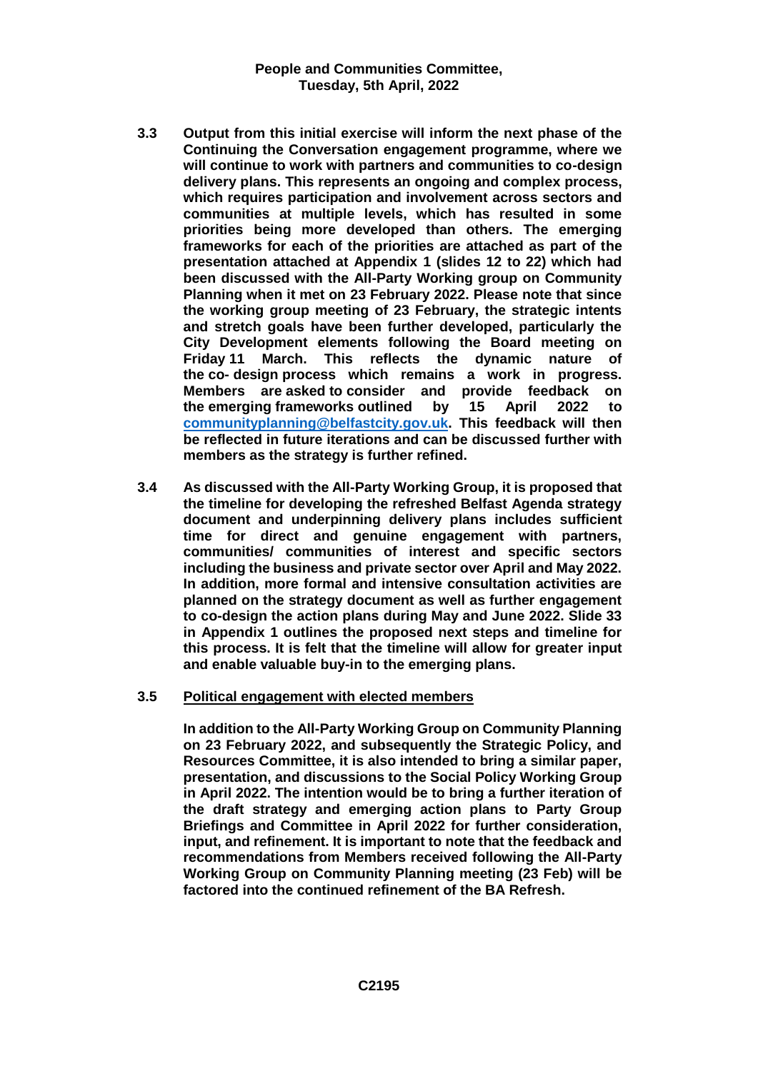**3.3** **Output from this initial exercise will inform the next phase of the Continuing the Conversation engagement programme, where we will continue to work with partners and communities to co-design delivery plans. This represents an ongoing and complex process, which requires participation and involvement across sectors and communities at multiple levels, which has resulted in some priorities being more developed than others. The emerging frameworks for each of the priorities are attached as part of the presentation attached at Appendix 1 (slides 12 to 22) which had been discussed with the All-Party Working group on Community Planning when it met on 23 February 2022. Please note that since the working group meeting of 23 February, the strategic intents and stretch goals have been further developed, particularly the City Development elements following the Board meeting on Friday 11 March. This reflects the dynamic nature of the co- design process which remains a work in progress. Members are asked to consider and provide feedback on the emerging frameworks outlined by 15 April 2022 to communityplanning@belfastcity.gov.uk. This feedback will then be reflected in future iterations and can be discussed further with members as the strategy is further refined.**

**3.4** **As discussed with the All-Party Working Group, it is proposed that the timeline for developing the refreshed Belfast Agenda strategy document and underpinning delivery plans includes sufficient time for direct and genuine engagement with partners, communities/ communities of interest and specific sectors including the business and private sector over April and May 2022. In addition, more formal and intensive consultation activities are planned on the strategy document as well as further engagement to co-design the action plans during May and June 2022. Slide 33 in Appendix 1 outlines the proposed next steps and timeline for this process. It is felt that the timeline will allow for greater input and enable valuable buy-in to the emerging plans.**

**3.5** **<u>Political engagement with elected members</u>**

**In addition to the All-Party Working Group on Community Planning on 23 February 2022, and subsequently the Strategic Policy, and Resources Committee, it is also intended to bring a similar paper, presentation, and discussions to the Social Policy Working Group in April 2022. The intention would be to bring a further iteration of the draft strategy and emerging action plans to Party Group Briefings and Committee in April 2022 for further consideration, input, and refinement. It is important to note that the feedback and recommendations from Members received following the All-Party Working Group on Community Planning meeting (23 Feb) will be factored into the continued refinement of the BA Refresh.**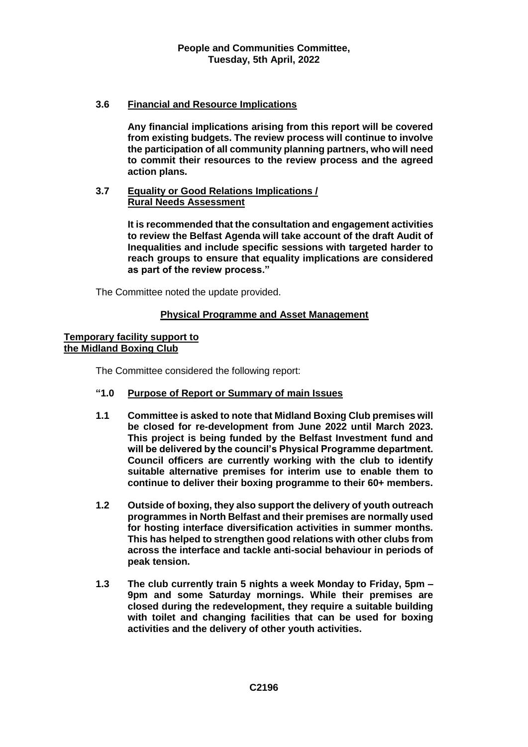**3.6 Financial and Resource Implications**

**Any financial implications arising from this report will be covered from existing budgets. The review process will continue to involve the participation of all community planning partners, who will need to commit their resources to the review process and the agreed action plans.**

**3.7 Equality or Good Relations Implications / Rural Needs Assessment**

**It is recommended that the consultation and engagement activities to review the Belfast Agenda will take account of the draft Audit of Inequalities and include specific sessions with targeted harder to reach groups to ensure that equality implications are considered as part of the review process."**

The Committee noted the update provided.

## Physical Programme and Asset Management

### Temporary facility support to the Midland Boxing Club

The Committee considered the following report:

**"1.0 Purpose of Report or Summary of main Issues**

**1.1 Committee is asked to note that Midland Boxing Club premises will be closed for re-development from June 2022 until March 2023. This project is being funded by the Belfast Investment fund and will be delivered by the council's Physical Programme department. Council officers are currently working with the club to identify suitable alternative premises for interim use to enable them to continue to deliver their boxing programme to their 60+ members.**

**1.2 Outside of boxing, they also support the delivery of youth outreach programmes in North Belfast and their premises are normally used for hosting interface diversification activities in summer months. This has helped to strengthen good relations with other clubs from across the interface and tackle anti-social behaviour in periods of peak tension.**

**1.3 The club currently train 5 nights a week Monday to Friday, 5pm – 9pm and some Saturday mornings. While their premises are closed during the redevelopment, they require a suitable building with toilet and changing facilities that can be used for boxing activities and the delivery of other youth activities.**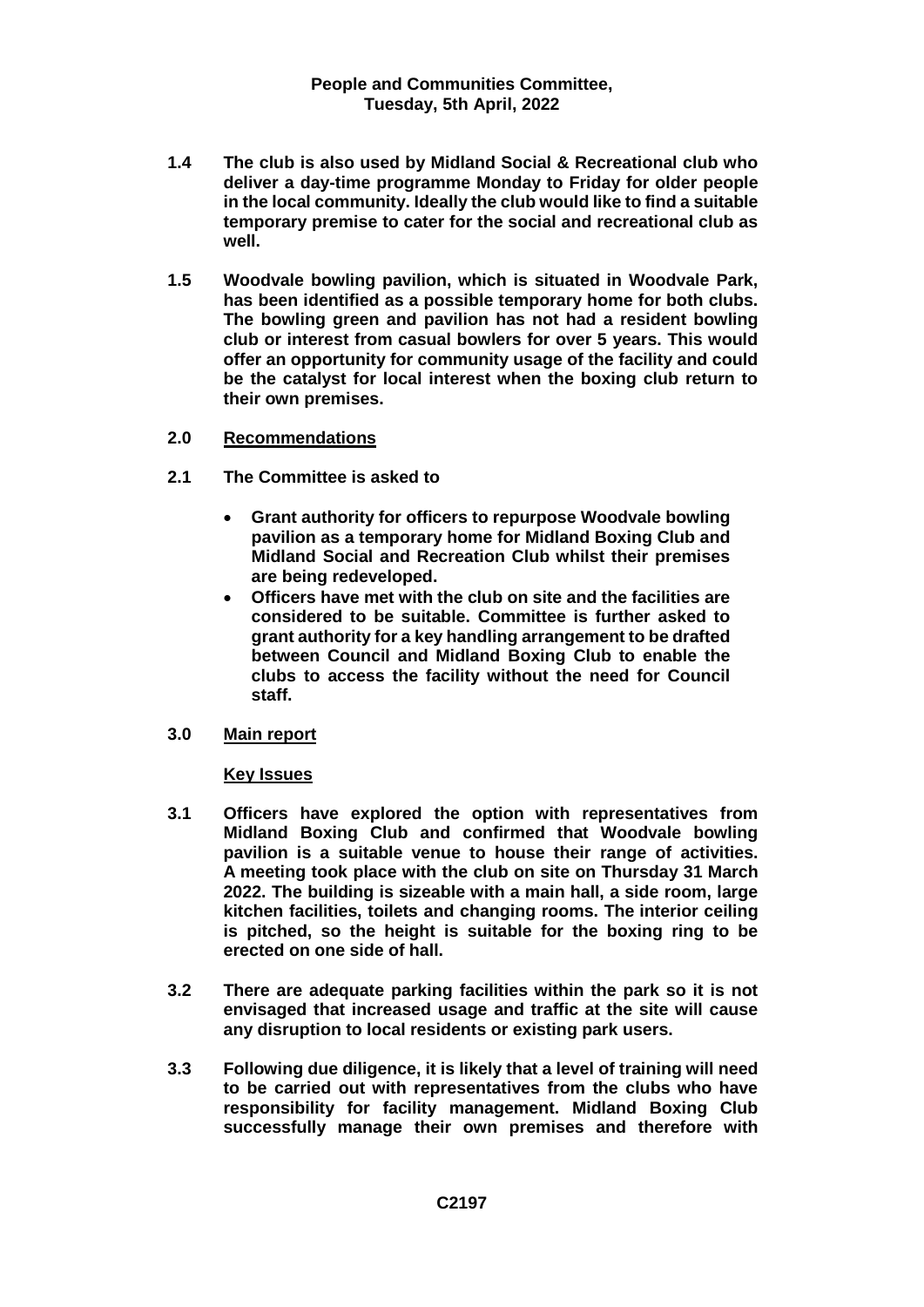**1.4 The club is also used by Midland Social & Recreational club who deliver a day-time programme Monday to Friday for older people in the local community. Ideally the club would like to find a suitable temporary premise to cater for the social and recreational club as well.**

**1.5 Woodvale bowling pavilion, which is situated in Woodvale Park, has been identified as a possible temporary home for both clubs. The bowling green and pavilion has not had a resident bowling club or interest from casual bowlers for over 5 years. This would offer an opportunity for community usage of the facility and could be the catalyst for local interest when the boxing club return to their own premises.**

## 2.0 Recommendations

**2.1 The Committee is asked to**

- **Grant authority for officers to repurpose Woodvale bowling pavilion as a temporary home for Midland Boxing Club and Midland Social and Recreation Club whilst their premises are being redeveloped.**
- **Officers have met with the club on site and the facilities are considered to be suitable. Committee is further asked to grant authority for a key handling arrangement to be drafted between Council and Midland Boxing Club to enable the clubs to access the facility without the need for Council staff.**

## 3.0 Main report

### Key Issues

**3.1 Officers have explored the option with representatives from Midland Boxing Club and confirmed that Woodvale bowling pavilion is a suitable venue to house their range of activities. A meeting took place with the club on site on Thursday 31 March 2022. The building is sizeable with a main hall, a side room, large kitchen facilities, toilets and changing rooms. The interior ceiling is pitched, so the height is suitable for the boxing ring to be erected on one side of hall.**

**3.2 There are adequate parking facilities within the park so it is not envisaged that increased usage and traffic at the site will cause any disruption to local residents or existing park users.**

**3.3 Following due diligence, it is likely that a level of training will need to be carried out with representatives from the clubs who have responsibility for facility management. Midland Boxing Club successfully manage their own premises and therefore with**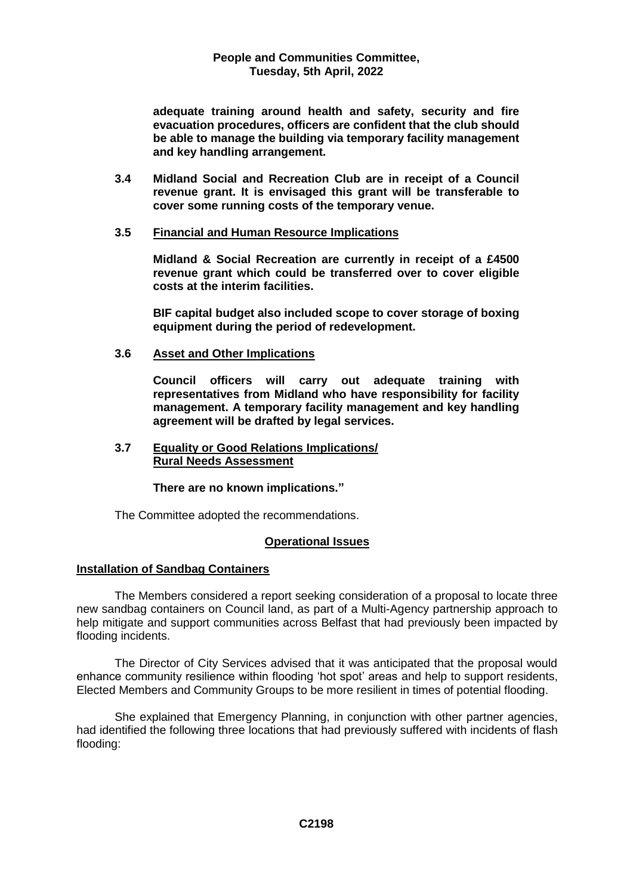**adequate training around health and safety, security and fire evacuation procedures, officers are confident that the club should be able to manage the building via temporary facility management and key handling arrangement.**

**3.4 Midland Social and Recreation Club are in receipt of a Council revenue grant. It is envisaged this grant will be transferable to cover some running costs of the temporary venue.**

**3.5 <u>Financial and Human Resource Implications</u>**

**Midland & Social Recreation are currently in receipt of a £4500 revenue grant which could be transferred over to cover eligible costs at the interim facilities.**

**BIF capital budget also included scope to cover storage of boxing equipment during the period of redevelopment.**

**3.6 <u>Asset and Other Implications</u>**

**Council officers will carry out adequate training with representatives from Midland who have responsibility for facility management. A temporary facility management and key handling agreement will be drafted by legal services.**

**3.7 <u>Equality or Good Relations Implications/ Rural Needs Assessment</u>**

**There are no known implications."**

The Committee adopted the recommendations.

## Operational Issues

### Installation of Sandbag Containers

The Members considered a report seeking consideration of a proposal to locate three new sandbag containers on Council land, as part of a Multi-Agency partnership approach to help mitigate and support communities across Belfast that had previously been impacted by flooding incidents.

The Director of City Services advised that it was anticipated that the proposal would enhance community resilience within flooding 'hot spot' areas and help to support residents, Elected Members and Community Groups to be more resilient in times of potential flooding.

She explained that Emergency Planning, in conjunction with other partner agencies, had identified the following three locations that had previously suffered with incidents of flash flooding: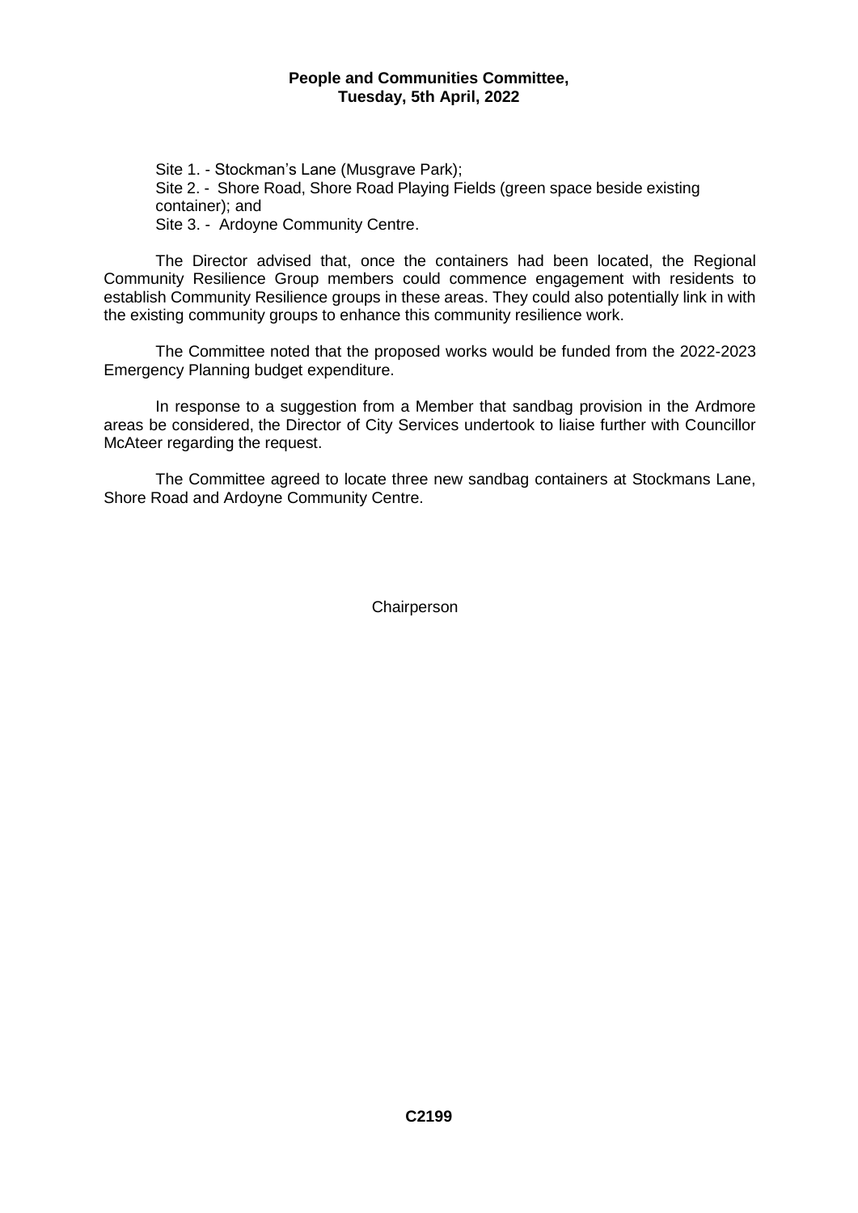Site 1. - Stockman's Lane (Musgrave Park);
Site 2. - Shore Road, Shore Road Playing Fields (green space beside existing container); and
Site 3. - Ardoyne Community Centre.

The Director advised that, once the containers had been located, the Regional Community Resilience Group members could commence engagement with residents to establish Community Resilience groups in these areas. They could also potentially link in with the existing community groups to enhance this community resilience work.

The Committee noted that the proposed works would be funded from the 2022-2023 Emergency Planning budget expenditure.

In response to a suggestion from a Member that sandbag provision in the Ardmore areas be considered, the Director of City Services undertook to liaise further with Councillor McAteer regarding the request.

The Committee agreed to locate three new sandbag containers at Stockmans Lane, Shore Road and Ardoyne Community Centre.

Chairperson